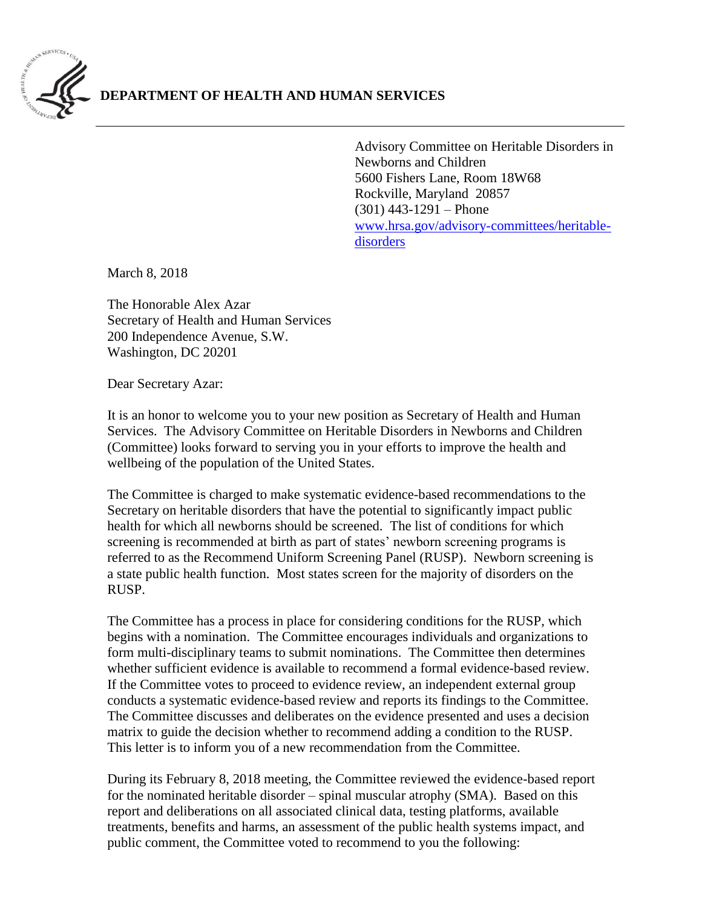**DEPARTMENT OF HEALTH AND HUMAN SERVICES**

Advisory Committee on Heritable Disorders in Newborns and Children
5600 Fishers Lane, Room 18W68
Rockville, Maryland 20857
(301) 443-1291 – Phone
www.hrsa.gov/advisory-committees/heritable-disorders

March 8, 2018

The Honorable Alex Azar
Secretary of Health and Human Services
200 Independence Avenue, S.W.
Washington, DC 20201

Dear Secretary Azar:

It is an honor to welcome you to your new position as Secretary of Health and Human Services. The Advisory Committee on Heritable Disorders in Newborns and Children (Committee) looks forward to serving you in your efforts to improve the health and wellbeing of the population of the United States.

The Committee is charged to make systematic evidence-based recommendations to the Secretary on heritable disorders that have the potential to significantly impact public health for which all newborns should be screened. The list of conditions for which screening is recommended at birth as part of states' newborn screening programs is referred to as the Recommend Uniform Screening Panel (RUSP). Newborn screening is a state public health function. Most states screen for the majority of disorders on the RUSP.

The Committee has a process in place for considering conditions for the RUSP, which begins with a nomination. The Committee encourages individuals and organizations to form multi-disciplinary teams to submit nominations. The Committee then determines whether sufficient evidence is available to recommend a formal evidence-based review. If the Committee votes to proceed to evidence review, an independent external group conducts a systematic evidence-based review and reports its findings to the Committee. The Committee discusses and deliberates on the evidence presented and uses a decision matrix to guide the decision whether to recommend adding a condition to the RUSP. This letter is to inform you of a new recommendation from the Committee.

During its February 8, 2018 meeting, the Committee reviewed the evidence-based report for the nominated heritable disorder – spinal muscular atrophy (SMA). Based on this report and deliberations on all associated clinical data, testing platforms, available treatments, benefits and harms, an assessment of the public health systems impact, and public comment, the Committee voted to recommend to you the following: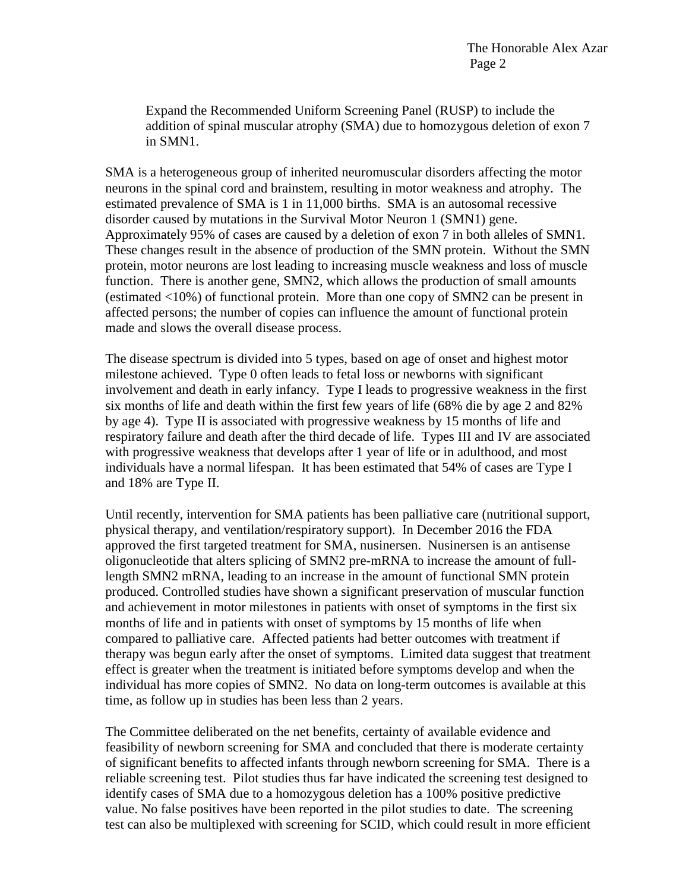> Expand the Recommended Uniform Screening Panel (RUSP) to include the addition of spinal muscular atrophy (SMA) due to homozygous deletion of exon 7 in SMN1.

SMA is a heterogeneous group of inherited neuromuscular disorders affecting the motor neurons in the spinal cord and brainstem, resulting in motor weakness and atrophy. The estimated prevalence of SMA is 1 in 11,000 births. SMA is an autosomal recessive disorder caused by mutations in the Survival Motor Neuron 1 (SMN1) gene. Approximately 95% of cases are caused by a deletion of exon 7 in both alleles of SMN1. These changes result in the absence of production of the SMN protein. Without the SMN protein, motor neurons are lost leading to increasing muscle weakness and loss of muscle function. There is another gene, SMN2, which allows the production of small amounts (estimated <10%) of functional protein. More than one copy of SMN2 can be present in affected persons; the number of copies can influence the amount of functional protein made and slows the overall disease process.

The disease spectrum is divided into 5 types, based on age of onset and highest motor milestone achieved. Type 0 often leads to fetal loss or newborns with significant involvement and death in early infancy. Type I leads to progressive weakness in the first six months of life and death within the first few years of life (68% die by age 2 and 82% by age 4). Type II is associated with progressive weakness by 15 months of life and respiratory failure and death after the third decade of life. Types III and IV are associated with progressive weakness that develops after 1 year of life or in adulthood, and most individuals have a normal lifespan. It has been estimated that 54% of cases are Type I and 18% are Type II.

Until recently, intervention for SMA patients has been palliative care (nutritional support, physical therapy, and ventilation/respiratory support). In December 2016 the FDA approved the first targeted treatment for SMA, nusinersen. Nusinersen is an antisense oligonucleotide that alters splicing of SMN2 pre-mRNA to increase the amount of full-length SMN2 mRNA, leading to an increase in the amount of functional SMN protein produced. Controlled studies have shown a significant preservation of muscular function and achievement in motor milestones in patients with onset of symptoms in the first six months of life and in patients with onset of symptoms by 15 months of life when compared to palliative care. Affected patients had better outcomes with treatment if therapy was begun early after the onset of symptoms. Limited data suggest that treatment effect is greater when the treatment is initiated before symptoms develop and when the individual has more copies of SMN2. No data on long-term outcomes is available at this time, as follow up in studies has been less than 2 years.

The Committee deliberated on the net benefits, certainty of available evidence and feasibility of newborn screening for SMA and concluded that there is moderate certainty of significant benefits to affected infants through newborn screening for SMA. There is a reliable screening test. Pilot studies thus far have indicated the screening test designed to identify cases of SMA due to a homozygous deletion has a 100% positive predictive value. No false positives have been reported in the pilot studies to date. The screening test can also be multiplexed with screening for SCID, which could result in more efficient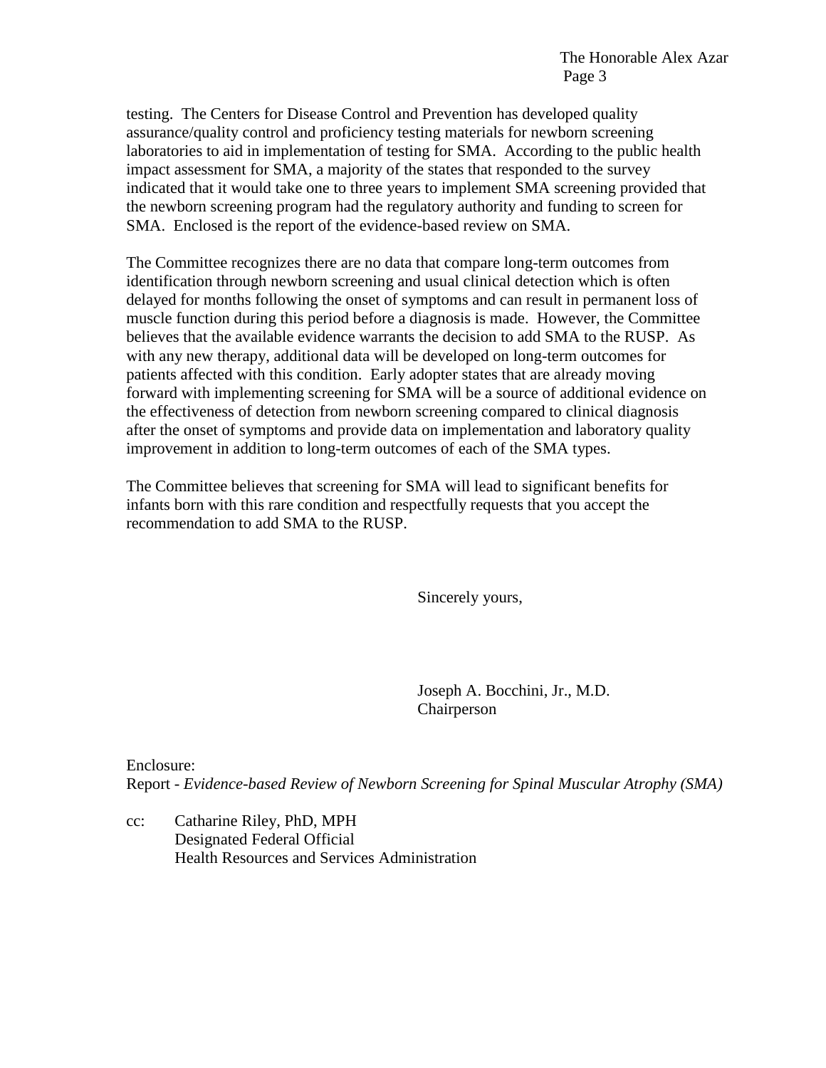testing. The Centers for Disease Control and Prevention has developed quality assurance/quality control and proficiency testing materials for newborn screening laboratories to aid in implementation of testing for SMA. According to the public health impact assessment for SMA, a majority of the states that responded to the survey indicated that it would take one to three years to implement SMA screening provided that the newborn screening program had the regulatory authority and funding to screen for SMA. Enclosed is the report of the evidence-based review on SMA.

The Committee recognizes there are no data that compare long-term outcomes from identification through newborn screening and usual clinical detection which is often delayed for months following the onset of symptoms and can result in permanent loss of muscle function during this period before a diagnosis is made. However, the Committee believes that the available evidence warrants the decision to add SMA to the RUSP. As with any new therapy, additional data will be developed on long-term outcomes for patients affected with this condition. Early adopter states that are already moving forward with implementing screening for SMA will be a source of additional evidence on the effectiveness of detection from newborn screening compared to clinical diagnosis after the onset of symptoms and provide data on implementation and laboratory quality improvement in addition to long-term outcomes of each of the SMA types.

The Committee believes that screening for SMA will lead to significant benefits for infants born with this rare condition and respectfully requests that you accept the recommendation to add SMA to the RUSP.

Sincerely yours,

Joseph A. Bocchini, Jr., M.D.
Chairperson

Enclosure:
Report - *Evidence-based Review of Newborn Screening for Spinal Muscular Atrophy (SMA)*

cc: Catharine Riley, PhD, MPH
Designated Federal Official
Health Resources and Services Administration